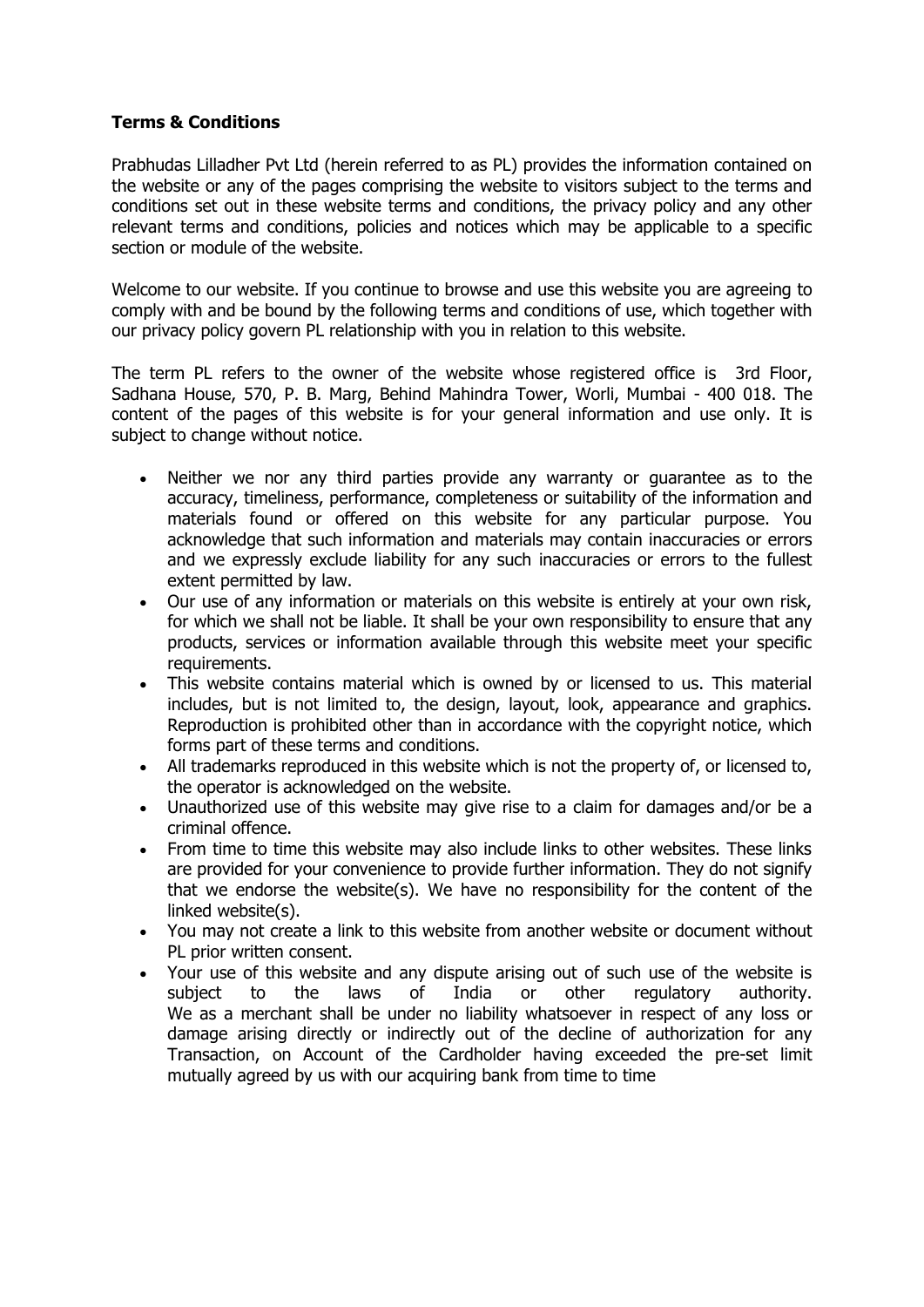**Terms & Conditions**

Prabhudas Lilladher Pvt Ltd (herein referred to as PL) provides the information contained on the website or any of the pages comprising the website to visitors subject to the terms and conditions set out in these website terms and conditions, the privacy policy and any other relevant terms and conditions, policies and notices which may be applicable to a specific section or module of the website.

Welcome to our website. If you continue to browse and use this website you are agreeing to comply with and be bound by the following terms and conditions of use, which together with our privacy policy govern PL relationship with you in relation to this website.

The term PL refers to the owner of the website whose registered office is 3rd Floor, Sadhana House, 570, P. B. Marg, Behind Mahindra Tower, Worli, Mumbai - 400 018. The content of the pages of this website is for your general information and use only. It is subject to change without notice.

- Neither we nor any third parties provide any warranty or guarantee as to the accuracy, timeliness, performance, completeness or suitability of the information and materials found or offered on this website for any particular purpose. You acknowledge that such information and materials may contain inaccuracies or errors and we expressly exclude liability for any such inaccuracies or errors to the fullest extent permitted by law.
- Our use of any information or materials on this website is entirely at your own risk, for which we shall not be liable. It shall be your own responsibility to ensure that any products, services or information available through this website meet your specific requirements.
- This website contains material which is owned by or licensed to us. This material includes, but is not limited to, the design, layout, look, appearance and graphics. Reproduction is prohibited other than in accordance with the copyright notice, which forms part of these terms and conditions.
- All trademarks reproduced in this website which is not the property of, or licensed to, the operator is acknowledged on the website.
- Unauthorized use of this website may give rise to a claim for damages and/or be a criminal offence.
- From time to time this website may also include links to other websites. These links are provided for your convenience to provide further information. They do not signify that we endorse the website(s). We have no responsibility for the content of the linked website(s).
- You may not create a link to this website from another website or document without PL prior written consent.
- Your use of this website and any dispute arising out of such use of the website is subject to the laws of India or other regulatory authority. We as a merchant shall be under no liability whatsoever in respect of any loss or damage arising directly or indirectly out of the decline of authorization for any Transaction, on Account of the Cardholder having exceeded the pre-set limit mutually agreed by us with our acquiring bank from time to time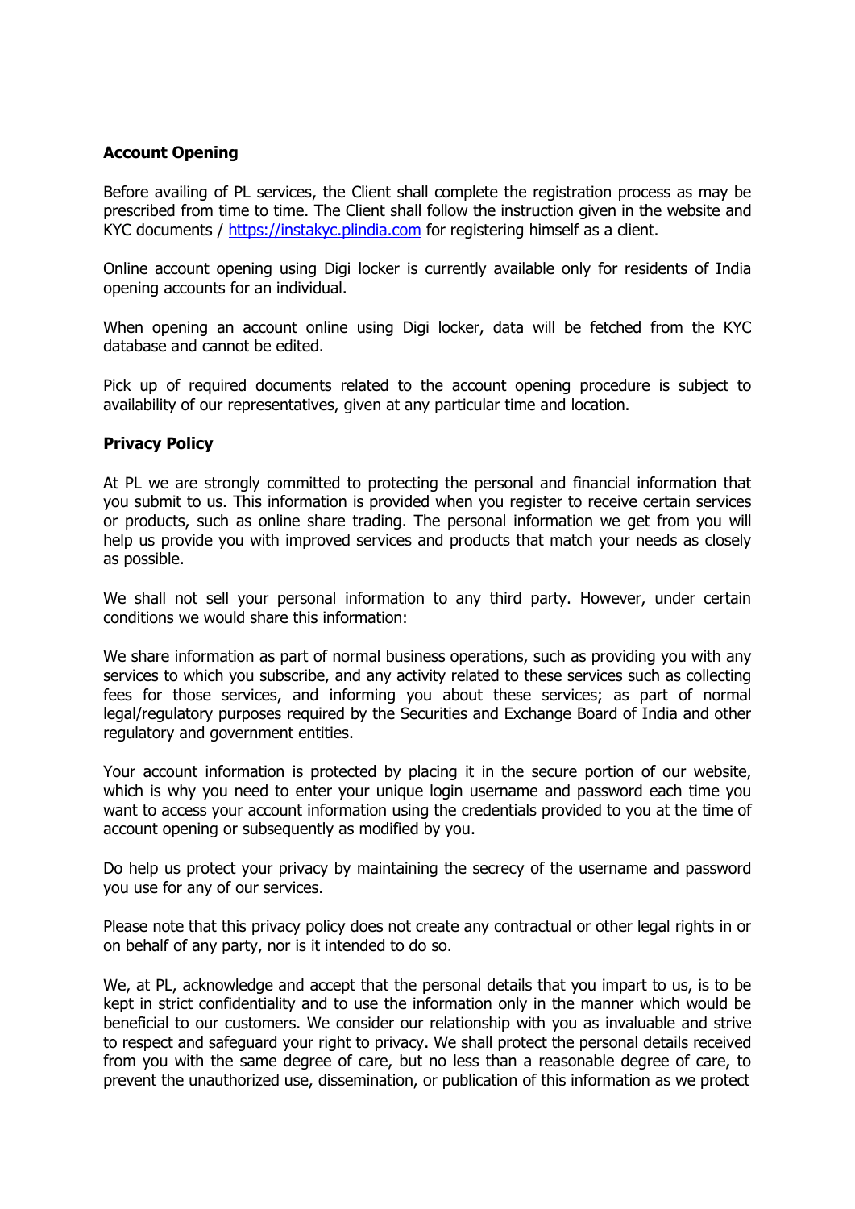**Account Opening**

Before availing of PL services, the Client shall complete the registration process as may be prescribed from time to time. The Client shall follow the instruction given in the website and KYC documents / [https://instakyc.plindia.com](https://instakyc.plindia.com) for registering himself as a client.

Online account opening using Digi locker is currently available only for residents of India opening accounts for an individual.

When opening an account online using Digi locker, data will be fetched from the KYC database and cannot be edited.

Pick up of required documents related to the account opening procedure is subject to availability of our representatives, given at any particular time and location.

**Privacy Policy**

At PL we are strongly committed to protecting the personal and financial information that you submit to us. This information is provided when you register to receive certain services or products, such as online share trading. The personal information we get from you will help us provide you with improved services and products that match your needs as closely as possible.

We shall not sell your personal information to any third party. However, under certain conditions we would share this information:

We share information as part of normal business operations, such as providing you with any services to which you subscribe, and any activity related to these services such as collecting fees for those services, and informing you about these services; as part of normal legal/regulatory purposes required by the Securities and Exchange Board of India and other regulatory and government entities.

Your account information is protected by placing it in the secure portion of our website, which is why you need to enter your unique login username and password each time you want to access your account information using the credentials provided to you at the time of account opening or subsequently as modified by you.

Do help us protect your privacy by maintaining the secrecy of the username and password you use for any of our services.

Please note that this privacy policy does not create any contractual or other legal rights in or on behalf of any party, nor is it intended to do so.

We, at PL, acknowledge and accept that the personal details that you impart to us, is to be kept in strict confidentiality and to use the information only in the manner which would be beneficial to our customers. We consider our relationship with you as invaluable and strive to respect and safeguard your right to privacy. We shall protect the personal details received from you with the same degree of care, but no less than a reasonable degree of care, to prevent the unauthorized use, dissemination, or publication of this information as we protect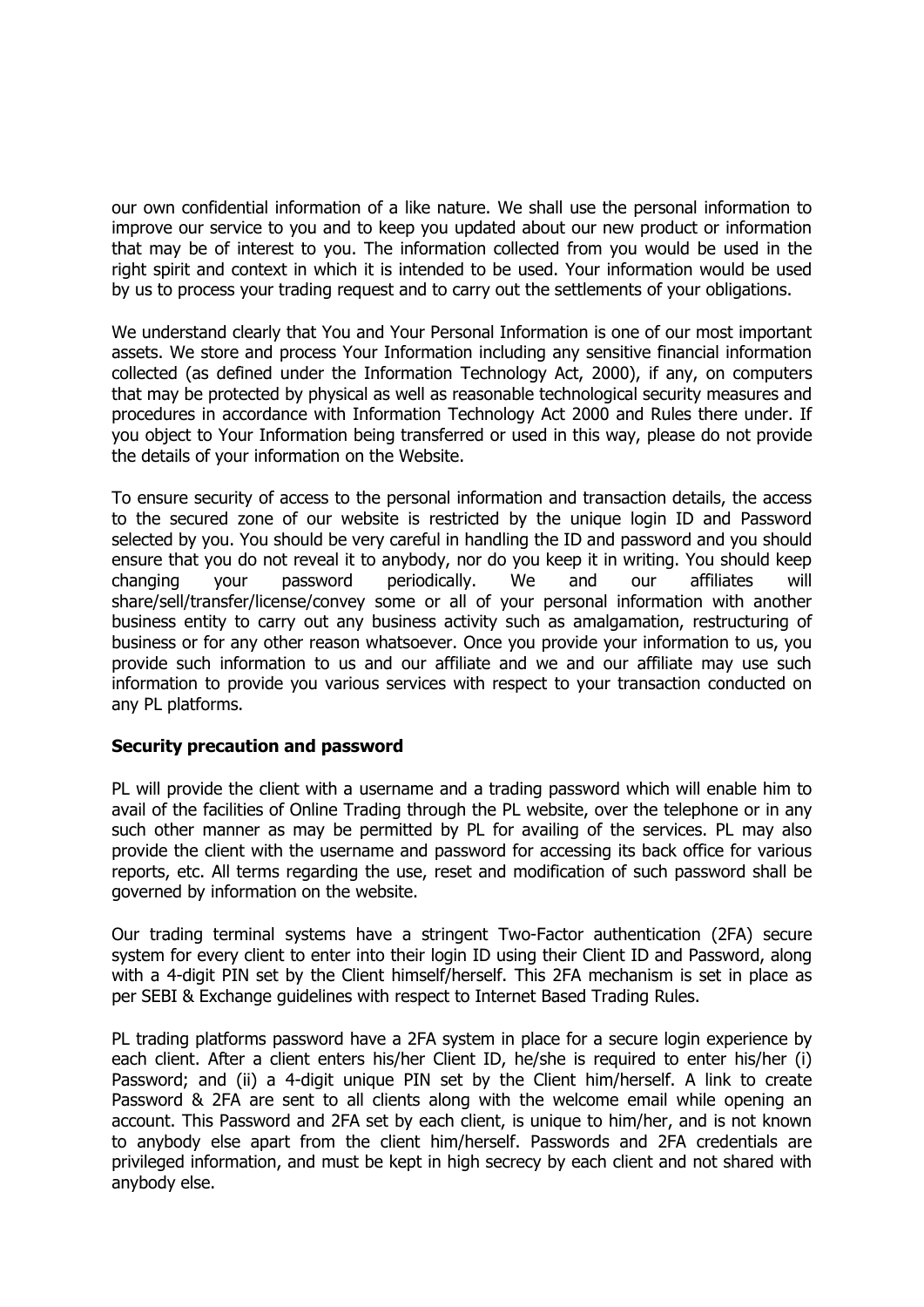our own confidential information of a like nature. We shall use the personal information to improve our service to you and to keep you updated about our new product or information that may be of interest to you. The information collected from you would be used in the right spirit and context in which it is intended to be used. Your information would be used by us to process your trading request and to carry out the settlements of your obligations.

We understand clearly that You and Your Personal Information is one of our most important assets. We store and process Your Information including any sensitive financial information collected (as defined under the Information Technology Act, 2000), if any, on computers that may be protected by physical as well as reasonable technological security measures and procedures in accordance with Information Technology Act 2000 and Rules there under. If you object to Your Information being transferred or used in this way, please do not provide the details of your information on the Website.

To ensure security of access to the personal information and transaction details, the access to the secured zone of our website is restricted by the unique login ID and Password selected by you. You should be very careful in handling the ID and password and you should ensure that you do not reveal it to anybody, nor do you keep it in writing. You should keep changing your password periodically. We and our affiliates will share/sell/transfer/license/convey some or all of your personal information with another business entity to carry out any business activity such as amalgamation, restructuring of business or for any other reason whatsoever. Once you provide your information to us, you provide such information to us and our affiliate and we and our affiliate may use such information to provide you various services with respect to your transaction conducted on any PL platforms.

**Security precaution and password**

PL will provide the client with a username and a trading password which will enable him to avail of the facilities of Online Trading through the PL website, over the telephone or in any such other manner as may be permitted by PL for availing of the services. PL may also provide the client with the username and password for accessing its back office for various reports, etc. All terms regarding the use, reset and modification of such password shall be governed by information on the website.

Our trading terminal systems have a stringent Two-Factor authentication (2FA) secure system for every client to enter into their login ID using their Client ID and Password, along with a 4-digit PIN set by the Client himself/herself. This 2FA mechanism is set in place as per SEBI & Exchange guidelines with respect to Internet Based Trading Rules.

PL trading platforms password have a 2FA system in place for a secure login experience by each client. After a client enters his/her Client ID, he/she is required to enter his/her (i) Password; and (ii) a 4-digit unique PIN set by the Client him/herself. A link to create Password & 2FA are sent to all clients along with the welcome email while opening an account. This Password and 2FA set by each client, is unique to him/her, and is not known to anybody else apart from the client him/herself. Passwords and 2FA credentials are privileged information, and must be kept in high secrecy by each client and not shared with anybody else.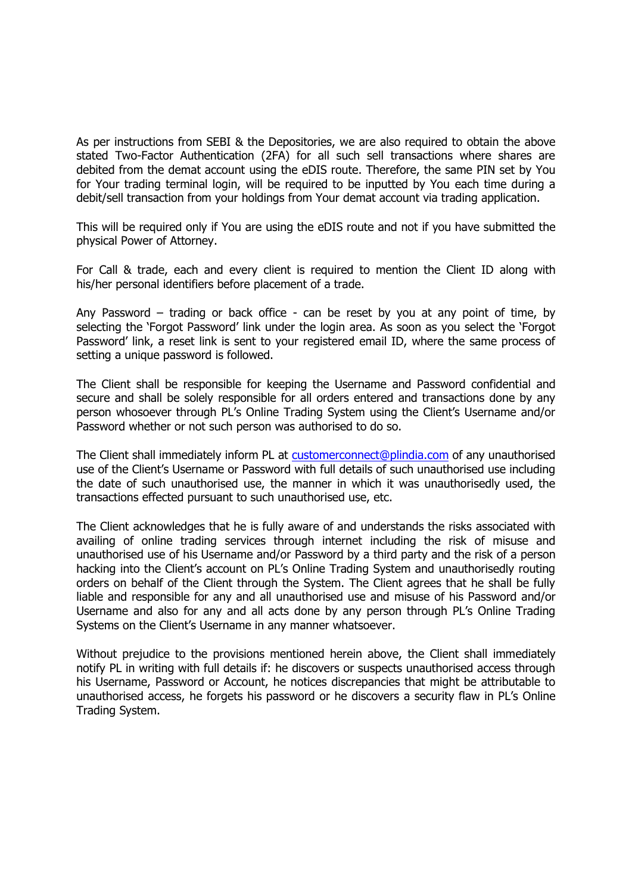As per instructions from SEBI & the Depositories, we are also required to obtain the above stated Two-Factor Authentication (2FA) for all such sell transactions where shares are debited from the demat account using the eDIS route. Therefore, the same PIN set by You for Your trading terminal login, will be required to be inputted by You each time during a debit/sell transaction from your holdings from Your demat account via trading application.

This will be required only if You are using the eDIS route and not if you have submitted the physical Power of Attorney.

For Call & trade, each and every client is required to mention the Client ID along with his/her personal identifiers before placement of a trade.

Any Password – trading or back office - can be reset by you at any point of time, by selecting the 'Forgot Password' link under the login area. As soon as you select the 'Forgot Password' link, a reset link is sent to your registered email ID, where the same process of setting a unique password is followed.

The Client shall be responsible for keeping the Username and Password confidential and secure and shall be solely responsible for all orders entered and transactions done by any person whosoever through PL's Online Trading System using the Client's Username and/or Password whether or not such person was authorised to do so.

The Client shall immediately inform PL at customerconnect@plindia.com of any unauthorised use of the Client's Username or Password with full details of such unauthorised use including the date of such unauthorised use, the manner in which it was unauthorisedly used, the transactions effected pursuant to such unauthorised use, etc.

The Client acknowledges that he is fully aware of and understands the risks associated with availing of online trading services through internet including the risk of misuse and unauthorised use of his Username and/or Password by a third party and the risk of a person hacking into the Client's account on PL's Online Trading System and unauthorisedly routing orders on behalf of the Client through the System. The Client agrees that he shall be fully liable and responsible for any and all unauthorised use and misuse of his Password and/or Username and also for any and all acts done by any person through PL's Online Trading Systems on the Client's Username in any manner whatsoever.

Without prejudice to the provisions mentioned herein above, the Client shall immediately notify PL in writing with full details if: he discovers or suspects unauthorised access through his Username, Password or Account, he notices discrepancies that might be attributable to unauthorised access, he forgets his password or he discovers a security flaw in PL's Online Trading System.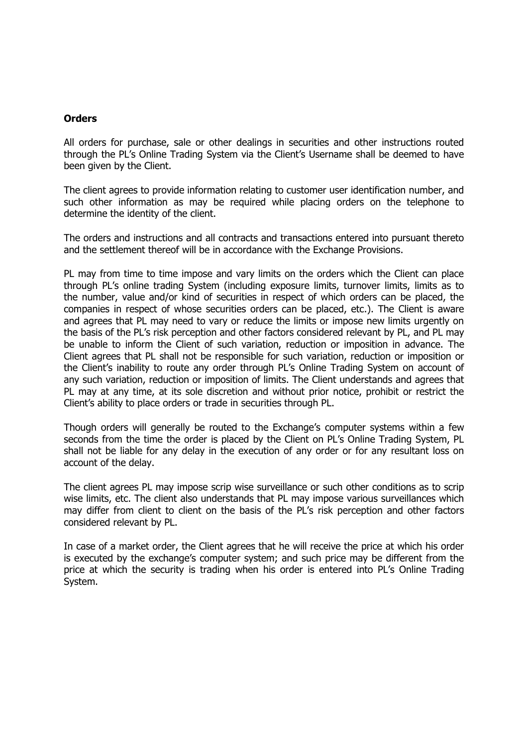**Orders**

All orders for purchase, sale or other dealings in securities and other instructions routed through the PL's Online Trading System via the Client's Username shall be deemed to have been given by the Client.

The client agrees to provide information relating to customer user identification number, and such other information as may be required while placing orders on the telephone to determine the identity of the client.

The orders and instructions and all contracts and transactions entered into pursuant thereto and the settlement thereof will be in accordance with the Exchange Provisions.

PL may from time to time impose and vary limits on the orders which the Client can place through PL's online trading System (including exposure limits, turnover limits, limits as to the number, value and/or kind of securities in respect of which orders can be placed, the companies in respect of whose securities orders can be placed, etc.). The Client is aware and agrees that PL may need to vary or reduce the limits or impose new limits urgently on the basis of the PL's risk perception and other factors considered relevant by PL, and PL may be unable to inform the Client of such variation, reduction or imposition in advance. The Client agrees that PL shall not be responsible for such variation, reduction or imposition or the Client's inability to route any order through PL's Online Trading System on account of any such variation, reduction or imposition of limits. The Client understands and agrees that PL may at any time, at its sole discretion and without prior notice, prohibit or restrict the Client's ability to place orders or trade in securities through PL.

Though orders will generally be routed to the Exchange's computer systems within a few seconds from the time the order is placed by the Client on PL's Online Trading System, PL shall not be liable for any delay in the execution of any order or for any resultant loss on account of the delay.

The client agrees PL may impose scrip wise surveillance or such other conditions as to scrip wise limits, etc. The client also understands that PL may impose various surveillances which may differ from client to client on the basis of the PL's risk perception and other factors considered relevant by PL.

In case of a market order, the Client agrees that he will receive the price at which his order is executed by the exchange's computer system; and such price may be different from the price at which the security is trading when his order is entered into PL's Online Trading System.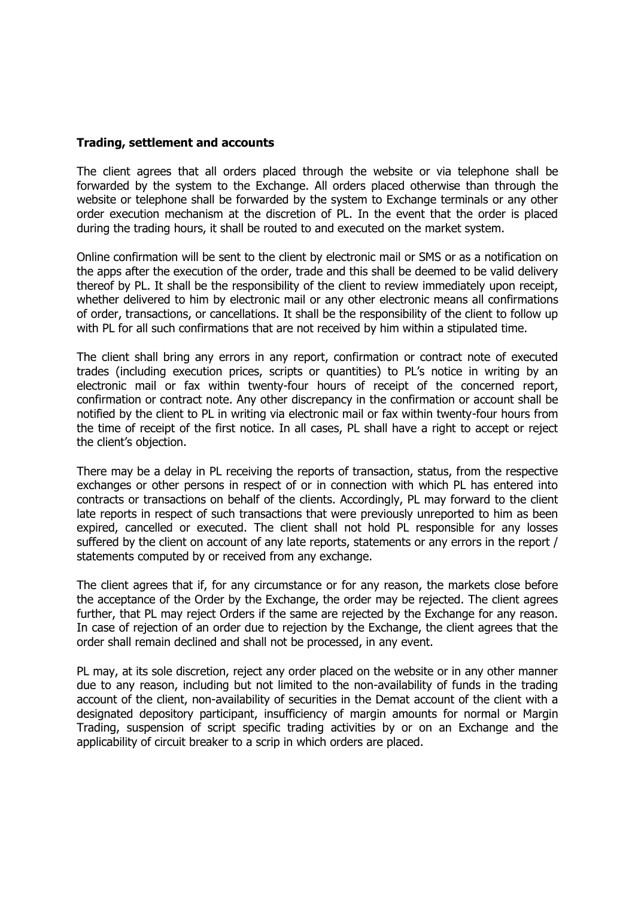**Trading, settlement and accounts**

The client agrees that all orders placed through the website or via telephone shall be forwarded by the system to the Exchange. All orders placed otherwise than through the website or telephone shall be forwarded by the system to Exchange terminals or any other order execution mechanism at the discretion of PL. In the event that the order is placed during the trading hours, it shall be routed to and executed on the market system.

Online confirmation will be sent to the client by electronic mail or SMS or as a notification on the apps after the execution of the order, trade and this shall be deemed to be valid delivery thereof by PL. It shall be the responsibility of the client to review immediately upon receipt, whether delivered to him by electronic mail or any other electronic means all confirmations of order, transactions, or cancellations. It shall be the responsibility of the client to follow up with PL for all such confirmations that are not received by him within a stipulated time.

The client shall bring any errors in any report, confirmation or contract note of executed trades (including execution prices, scripts or quantities) to PL's notice in writing by an electronic mail or fax within twenty-four hours of receipt of the concerned report, confirmation or contract note. Any other discrepancy in the confirmation or account shall be notified by the client to PL in writing via electronic mail or fax within twenty-four hours from the time of receipt of the first notice. In all cases, PL shall have a right to accept or reject the client's objection.

There may be a delay in PL receiving the reports of transaction, status, from the respective exchanges or other persons in respect of or in connection with which PL has entered into contracts or transactions on behalf of the clients. Accordingly, PL may forward to the client late reports in respect of such transactions that were previously unreported to him as been expired, cancelled or executed. The client shall not hold PL responsible for any losses suffered by the client on account of any late reports, statements or any errors in the report / statements computed by or received from any exchange.

The client agrees that if, for any circumstance or for any reason, the markets close before the acceptance of the Order by the Exchange, the order may be rejected. The client agrees further, that PL may reject Orders if the same are rejected by the Exchange for any reason. In case of rejection of an order due to rejection by the Exchange, the client agrees that the order shall remain declined and shall not be processed, in any event.

PL may, at its sole discretion, reject any order placed on the website or in any other manner due to any reason, including but not limited to the non-availability of funds in the trading account of the client, non-availability of securities in the Demat account of the client with a designated depository participant, insufficiency of margin amounts for normal or Margin Trading, suspension of script specific trading activities by or on an Exchange and the applicability of circuit breaker to a scrip in which orders are placed.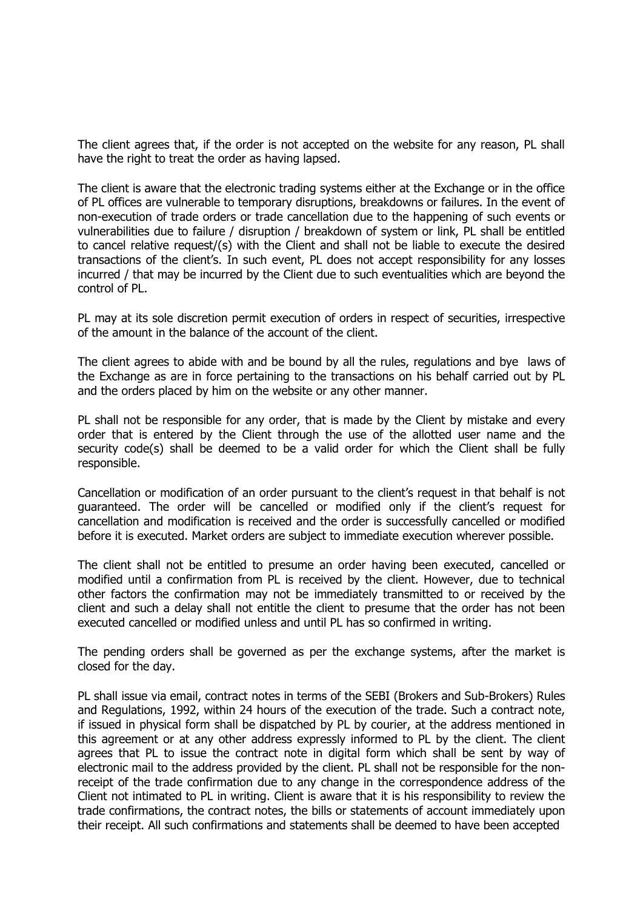The client agrees that, if the order is not accepted on the website for any reason, PL shall have the right to treat the order as having lapsed.

The client is aware that the electronic trading systems either at the Exchange or in the office of PL offices are vulnerable to temporary disruptions, breakdowns or failures. In the event of non-execution of trade orders or trade cancellation due to the happening of such events or vulnerabilities due to failure / disruption / breakdown of system or link, PL shall be entitled to cancel relative request/(s) with the Client and shall not be liable to execute the desired transactions of the client's. In such event, PL does not accept responsibility for any losses incurred / that may be incurred by the Client due to such eventualities which are beyond the control of PL.

PL may at its sole discretion permit execution of orders in respect of securities, irrespective of the amount in the balance of the account of the client.

The client agrees to abide with and be bound by all the rules, regulations and bye laws of the Exchange as are in force pertaining to the transactions on his behalf carried out by PL and the orders placed by him on the website or any other manner.

PL shall not be responsible for any order, that is made by the Client by mistake and every order that is entered by the Client through the use of the allotted user name and the security code(s) shall be deemed to be a valid order for which the Client shall be fully responsible.

Cancellation or modification of an order pursuant to the client's request in that behalf is not guaranteed. The order will be cancelled or modified only if the client's request for cancellation and modification is received and the order is successfully cancelled or modified before it is executed. Market orders are subject to immediate execution wherever possible.

The client shall not be entitled to presume an order having been executed, cancelled or modified until a confirmation from PL is received by the client. However, due to technical other factors the confirmation may not be immediately transmitted to or received by the client and such a delay shall not entitle the client to presume that the order has not been executed cancelled or modified unless and until PL has so confirmed in writing.

The pending orders shall be governed as per the exchange systems, after the market is closed for the day.

PL shall issue via email, contract notes in terms of the SEBI (Brokers and Sub-Brokers) Rules and Regulations, 1992, within 24 hours of the execution of the trade. Such a contract note, if issued in physical form shall be dispatched by PL by courier, at the address mentioned in this agreement or at any other address expressly informed to PL by the client. The client agrees that PL to issue the contract note in digital form which shall be sent by way of electronic mail to the address provided by the client. PL shall not be responsible for the non-receipt of the trade confirmation due to any change in the correspondence address of the Client not intimated to PL in writing. Client is aware that it is his responsibility to review the trade confirmations, the contract notes, the bills or statements of account immediately upon their receipt. All such confirmations and statements shall be deemed to have been accepted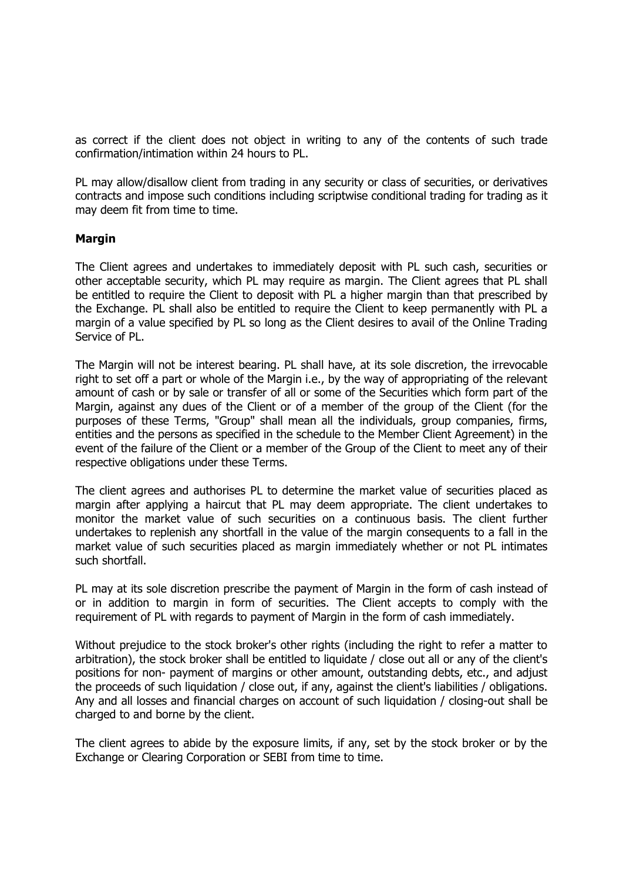as correct if the client does not object in writing to any of the contents of such trade confirmation/intimation within 24 hours to PL.

PL may allow/disallow client from trading in any security or class of securities, or derivatives contracts and impose such conditions including scriptwise conditional trading for trading as it may deem fit from time to time.

**Margin**

The Client agrees and undertakes to immediately deposit with PL such cash, securities or other acceptable security, which PL may require as margin. The Client agrees that PL shall be entitled to require the Client to deposit with PL a higher margin than that prescribed by the Exchange. PL shall also be entitled to require the Client to keep permanently with PL a margin of a value specified by PL so long as the Client desires to avail of the Online Trading Service of PL.

The Margin will not be interest bearing. PL shall have, at its sole discretion, the irrevocable right to set off a part or whole of the Margin i.e., by the way of appropriating of the relevant amount of cash or by sale or transfer of all or some of the Securities which form part of the Margin, against any dues of the Client or of a member of the group of the Client (for the purposes of these Terms, "Group" shall mean all the individuals, group companies, firms, entities and the persons as specified in the schedule to the Member Client Agreement) in the event of the failure of the Client or a member of the Group of the Client to meet any of their respective obligations under these Terms.

The client agrees and authorises PL to determine the market value of securities placed as margin after applying a haircut that PL may deem appropriate. The client undertakes to monitor the market value of such securities on a continuous basis. The client further undertakes to replenish any shortfall in the value of the margin consequents to a fall in the market value of such securities placed as margin immediately whether or not PL intimates such shortfall.

PL may at its sole discretion prescribe the payment of Margin in the form of cash instead of or in addition to margin in form of securities. The Client accepts to comply with the requirement of PL with regards to payment of Margin in the form of cash immediately.

Without prejudice to the stock broker's other rights (including the right to refer a matter to arbitration), the stock broker shall be entitled to liquidate / close out all or any of the client's positions for non- payment of margins or other amount, outstanding debts, etc., and adjust the proceeds of such liquidation / close out, if any, against the client's liabilities / obligations. Any and all losses and financial charges on account of such liquidation / closing-out shall be charged to and borne by the client.

The client agrees to abide by the exposure limits, if any, set by the stock broker or by the Exchange or Clearing Corporation or SEBI from time to time.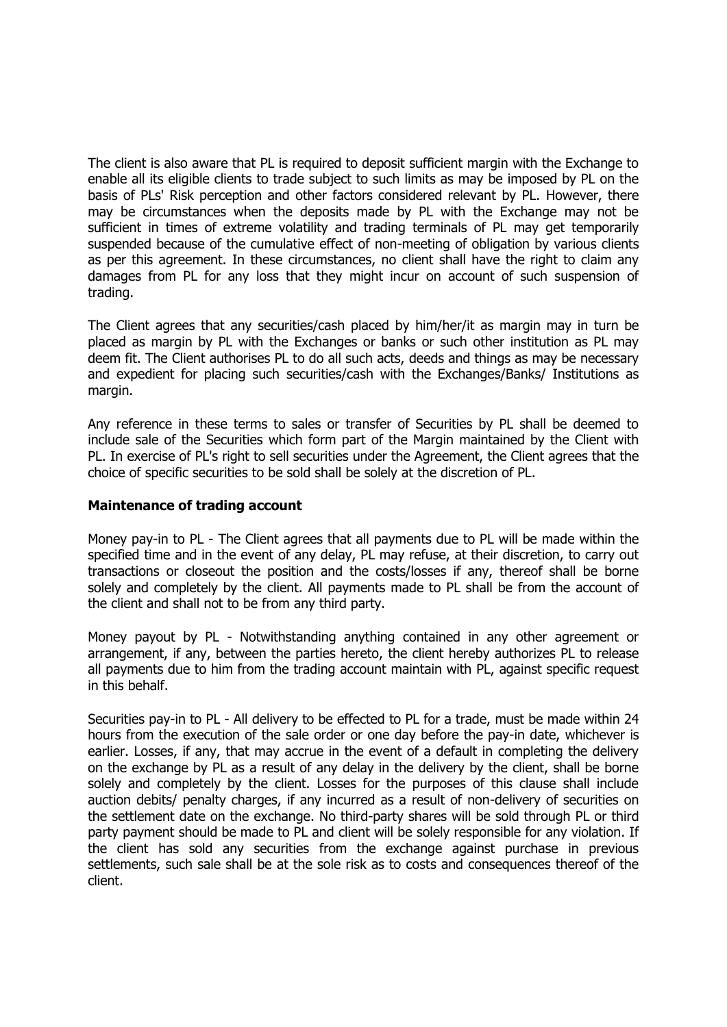The client is also aware that PL is required to deposit sufficient margin with the Exchange to enable all its eligible clients to trade subject to such limits as may be imposed by PL on the basis of PLs' Risk perception and other factors considered relevant by PL. However, there may be circumstances when the deposits made by PL with the Exchange may not be sufficient in times of extreme volatility and trading terminals of PL may get temporarily suspended because of the cumulative effect of non-meeting of obligation by various clients as per this agreement. In these circumstances, no client shall have the right to claim any damages from PL for any loss that they might incur on account of such suspension of trading.

The Client agrees that any securities/cash placed by him/her/it as margin may in turn be placed as margin by PL with the Exchanges or banks or such other institution as PL may deem fit. The Client authorises PL to do all such acts, deeds and things as may be necessary and expedient for placing such securities/cash with the Exchanges/Banks/ Institutions as margin.

Any reference in these terms to sales or transfer of Securities by PL shall be deemed to include sale of the Securities which form part of the Margin maintained by the Client with PL. In exercise of PL's right to sell securities under the Agreement, the Client agrees that the choice of specific securities to be sold shall be solely at the discretion of PL.

**Maintenance of trading account**

Money pay-in to PL - The Client agrees that all payments due to PL will be made within the specified time and in the event of any delay, PL may refuse, at their discretion, to carry out transactions or closeout the position and the costs/losses if any, thereof shall be borne solely and completely by the client. All payments made to PL shall be from the account of the client and shall not to be from any third party.

Money payout by PL - Notwithstanding anything contained in any other agreement or arrangement, if any, between the parties hereto, the client hereby authorizes PL to release all payments due to him from the trading account maintain with PL, against specific request in this behalf.

Securities pay-in to PL - All delivery to be effected to PL for a trade, must be made within 24 hours from the execution of the sale order or one day before the pay-in date, whichever is earlier. Losses, if any, that may accrue in the event of a default in completing the delivery on the exchange by PL as a result of any delay in the delivery by the client, shall be borne solely and completely by the client. Losses for the purposes of this clause shall include auction debits/ penalty charges, if any incurred as a result of non-delivery of securities on the settlement date on the exchange. No third-party shares will be sold through PL or third party payment should be made to PL and client will be solely responsible for any violation. If the client has sold any securities from the exchange against purchase in previous settlements, such sale shall be at the sole risk as to costs and consequences thereof of the client.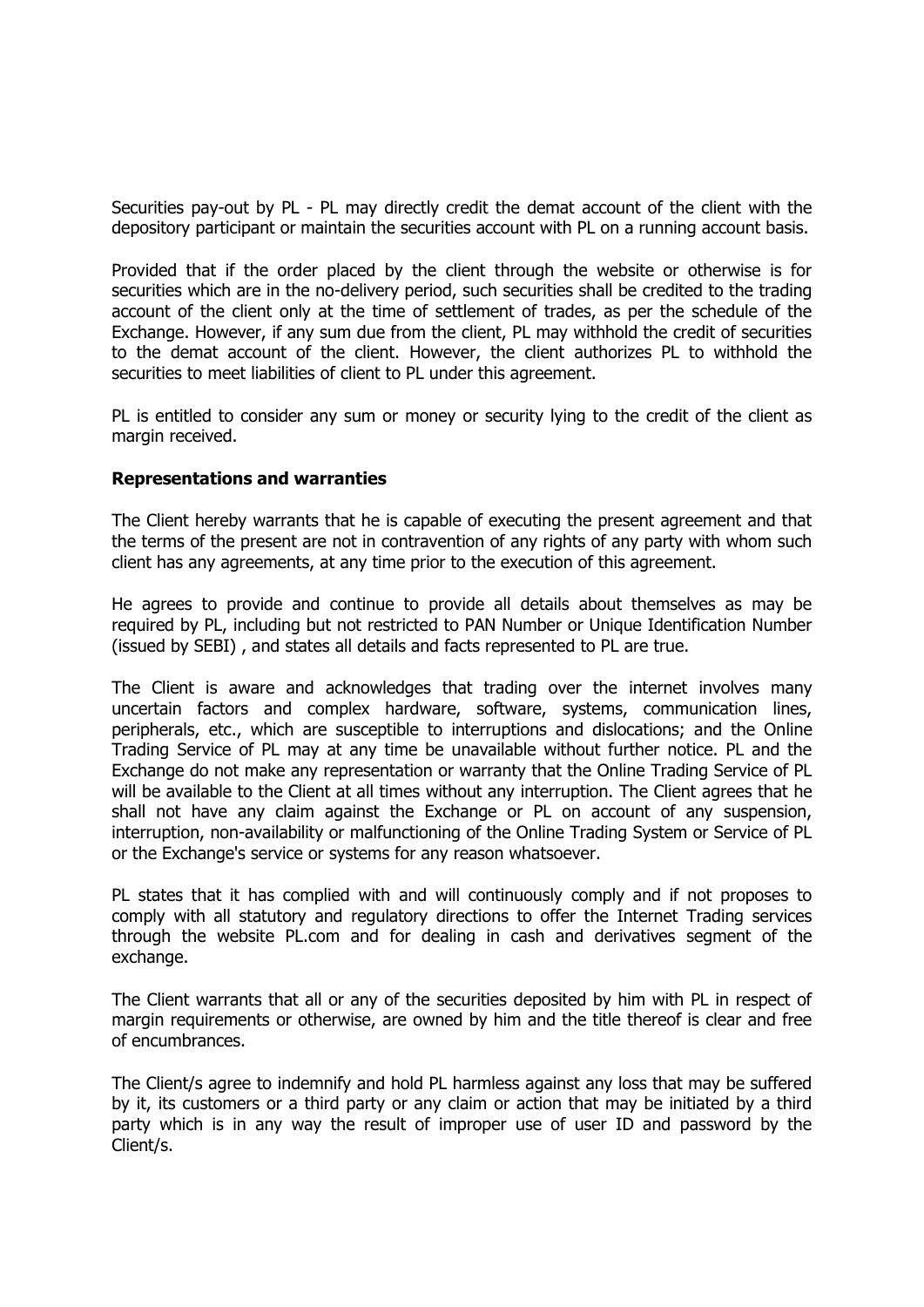Securities pay-out by PL - PL may directly credit the demat account of the client with the depository participant or maintain the securities account with PL on a running account basis.

Provided that if the order placed by the client through the website or otherwise is for securities which are in the no-delivery period, such securities shall be credited to the trading account of the client only at the time of settlement of trades, as per the schedule of the Exchange. However, if any sum due from the client, PL may withhold the credit of securities to the demat account of the client. However, the client authorizes PL to withhold the securities to meet liabilities of client to PL under this agreement.

PL is entitled to consider any sum or money or security lying to the credit of the client as margin received.

**Representations and warranties**

The Client hereby warrants that he is capable of executing the present agreement and that the terms of the present are not in contravention of any rights of any party with whom such client has any agreements, at any time prior to the execution of this agreement.

He agrees to provide and continue to provide all details about themselves as may be required by PL, including but not restricted to PAN Number or Unique Identification Number (issued by SEBI) , and states all details and facts represented to PL are true.

The Client is aware and acknowledges that trading over the internet involves many uncertain factors and complex hardware, software, systems, communication lines, peripherals, etc., which are susceptible to interruptions and dislocations; and the Online Trading Service of PL may at any time be unavailable without further notice. PL and the Exchange do not make any representation or warranty that the Online Trading Service of PL will be available to the Client at all times without any interruption. The Client agrees that he shall not have any claim against the Exchange or PL on account of any suspension, interruption, non-availability or malfunctioning of the Online Trading System or Service of PL or the Exchange's service or systems for any reason whatsoever.

PL states that it has complied with and will continuously comply and if not proposes to comply with all statutory and regulatory directions to offer the Internet Trading services through the website PL.com and for dealing in cash and derivatives segment of the exchange.

The Client warrants that all or any of the securities deposited by him with PL in respect of margin requirements or otherwise, are owned by him and the title thereof is clear and free of encumbrances.

The Client/s agree to indemnify and hold PL harmless against any loss that may be suffered by it, its customers or a third party or any claim or action that may be initiated by a third party which is in any way the result of improper use of user ID and password by the Client/s.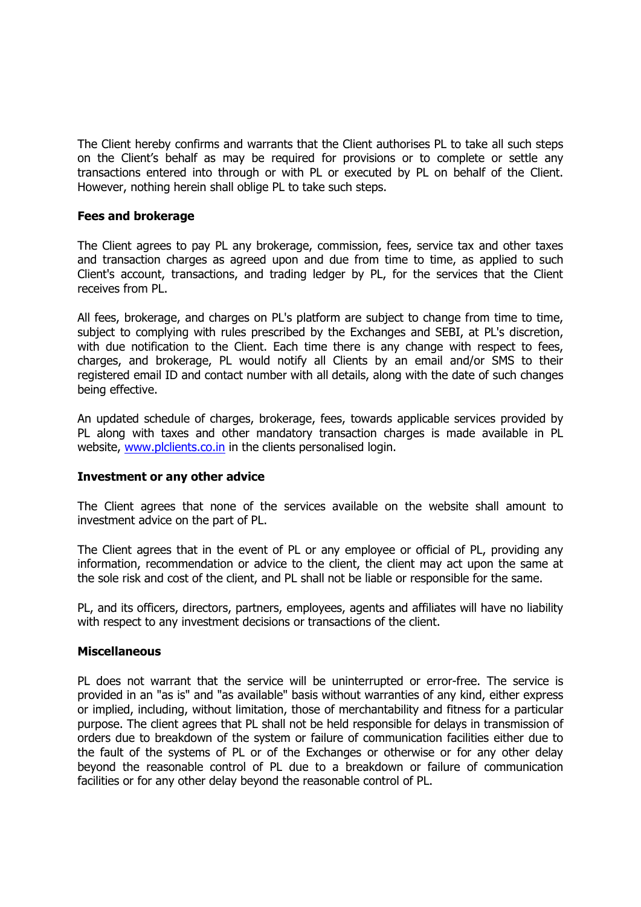The Client hereby confirms and warrants that the Client authorises PL to take all such steps on the Client's behalf as may be required for provisions or to complete or settle any transactions entered into through or with PL or executed by PL on behalf of the Client. However, nothing herein shall oblige PL to take such steps.

**Fees and brokerage**

The Client agrees to pay PL any brokerage, commission, fees, service tax and other taxes and transaction charges as agreed upon and due from time to time, as applied to such Client's account, transactions, and trading ledger by PL, for the services that the Client receives from PL.

All fees, brokerage, and charges on PL's platform are subject to change from time to time, subject to complying with rules prescribed by the Exchanges and SEBI, at PL's discretion, with due notification to the Client. Each time there is any change with respect to fees, charges, and brokerage, PL would notify all Clients by an email and/or SMS to their registered email ID and contact number with all details, along with the date of such changes being effective.

An updated schedule of charges, brokerage, fees, towards applicable services provided by PL along with taxes and other mandatory transaction charges is made available in PL website, [www.plclients.co.in](http://www.plclients.co.in) in the clients personalised login.

**Investment or any other advice**

The Client agrees that none of the services available on the website shall amount to investment advice on the part of PL.

The Client agrees that in the event of PL or any employee or official of PL, providing any information, recommendation or advice to the client, the client may act upon the same at the sole risk and cost of the client, and PL shall not be liable or responsible for the same.

PL, and its officers, directors, partners, employees, agents and affiliates will have no liability with respect to any investment decisions or transactions of the client.

**Miscellaneous**

PL does not warrant that the service will be uninterrupted or error-free. The service is provided in an "as is" and "as available" basis without warranties of any kind, either express or implied, including, without limitation, those of merchantability and fitness for a particular purpose. The client agrees that PL shall not be held responsible for delays in transmission of orders due to breakdown of the system or failure of communication facilities either due to the fault of the systems of PL or of the Exchanges or otherwise or for any other delay beyond the reasonable control of PL due to a breakdown or failure of communication facilities or for any other delay beyond the reasonable control of PL.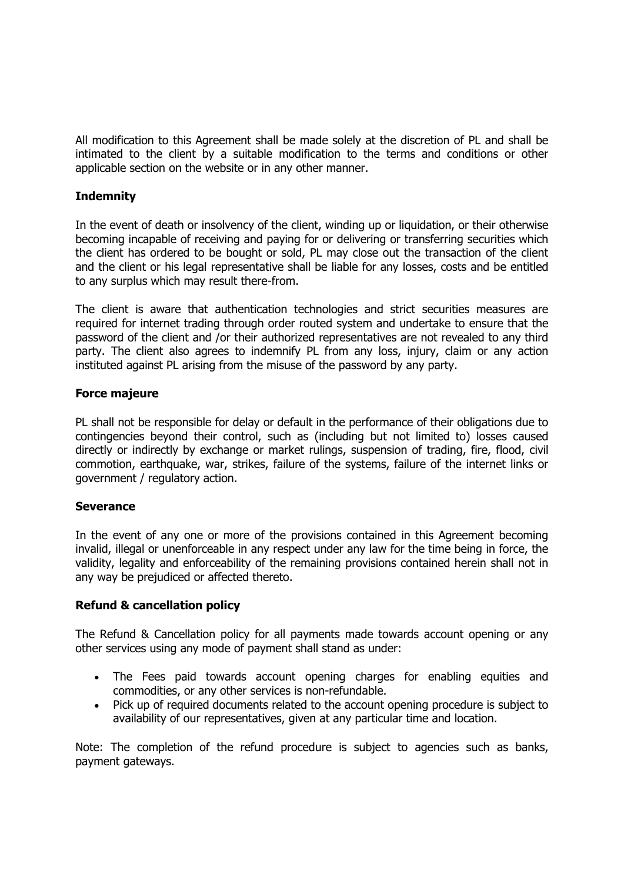All modification to this Agreement shall be made solely at the discretion of PL and shall be intimated to the client by a suitable modification to the terms and conditions or other applicable section on the website or in any other manner.

**Indemnity**

In the event of death or insolvency of the client, winding up or liquidation, or their otherwise becoming incapable of receiving and paying for or delivering or transferring securities which the client has ordered to be bought or sold, PL may close out the transaction of the client and the client or his legal representative shall be liable for any losses, costs and be entitled to any surplus which may result there-from.

The client is aware that authentication technologies and strict securities measures are required for internet trading through order routed system and undertake to ensure that the password of the client and /or their authorized representatives are not revealed to any third party. The client also agrees to indemnify PL from any loss, injury, claim or any action instituted against PL arising from the misuse of the password by any party.

**Force majeure**

PL shall not be responsible for delay or default in the performance of their obligations due to contingencies beyond their control, such as (including but not limited to) losses caused directly or indirectly by exchange or market rulings, suspension of trading, fire, flood, civil commotion, earthquake, war, strikes, failure of the systems, failure of the internet links or government / regulatory action.

**Severance**

In the event of any one or more of the provisions contained in this Agreement becoming invalid, illegal or unenforceable in any respect under any law for the time being in force, the validity, legality and enforceability of the remaining provisions contained herein shall not in any way be prejudiced or affected thereto.

**Refund & cancellation policy**

The Refund & Cancellation policy for all payments made towards account opening or any other services using any mode of payment shall stand as under:

- The Fees paid towards account opening charges for enabling equities and commodities, or any other services is non-refundable.
- Pick up of required documents related to the account opening procedure is subject to availability of our representatives, given at any particular time and location.

Note: The completion of the refund procedure is subject to agencies such as banks, payment gateways.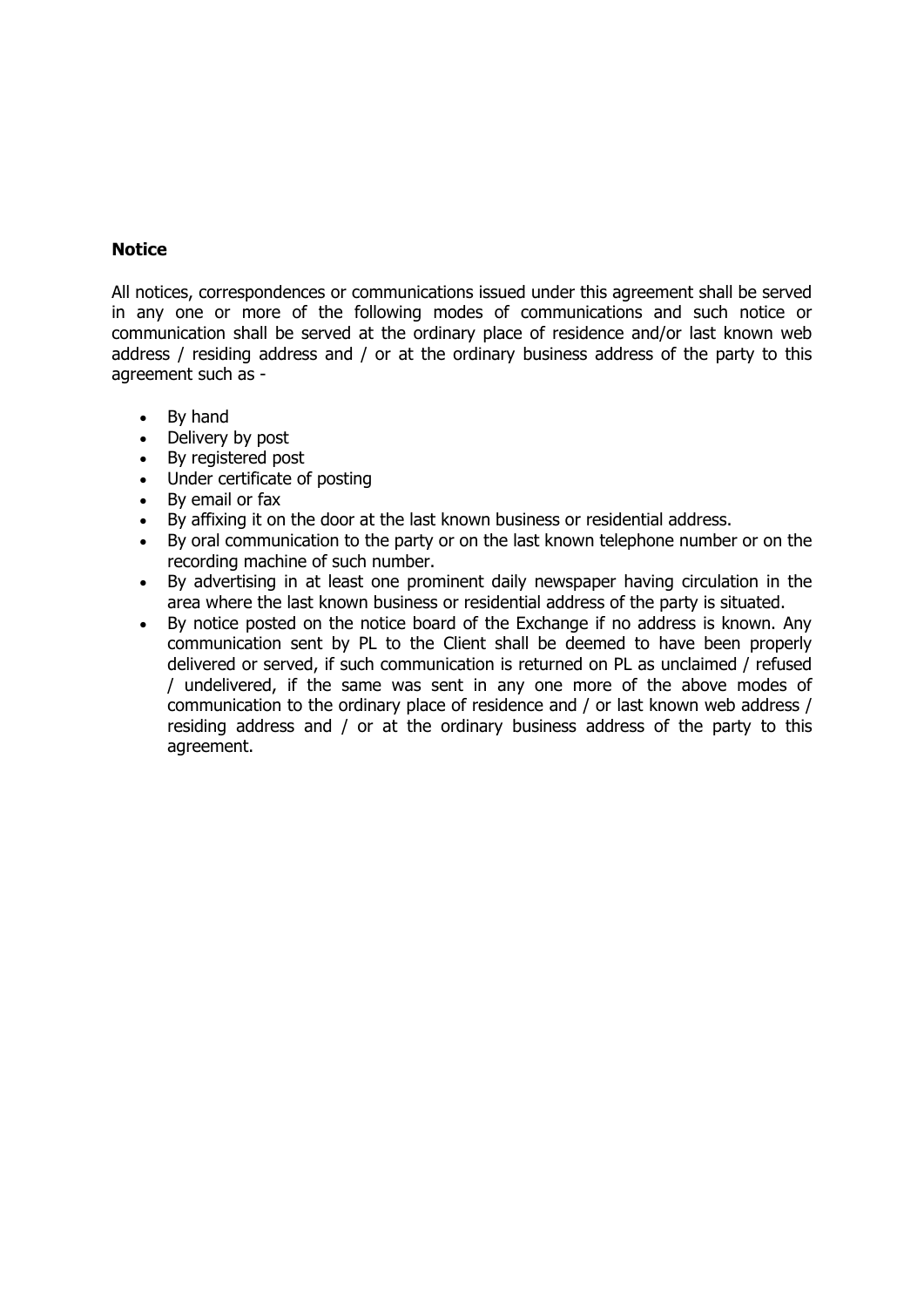**Notice**

All notices, correspondences or communications issued under this agreement shall be served in any one or more of the following modes of communications and such notice or communication shall be served at the ordinary place of residence and/or last known web address / residing address and / or at the ordinary business address of the party to this agreement such as -

- By hand
- Delivery by post
- By registered post
- Under certificate of posting
- By email or fax
- By affixing it on the door at the last known business or residential address.
- By oral communication to the party or on the last known telephone number or on the recording machine of such number.
- By advertising in at least one prominent daily newspaper having circulation in the area where the last known business or residential address of the party is situated.
- By notice posted on the notice board of the Exchange if no address is known. Any communication sent by PL to the Client shall be deemed to have been properly delivered or served, if such communication is returned on PL as unclaimed / refused / undelivered, if the same was sent in any one more of the above modes of communication to the ordinary place of residence and / or last known web address / residing address and / or at the ordinary business address of the party to this agreement.